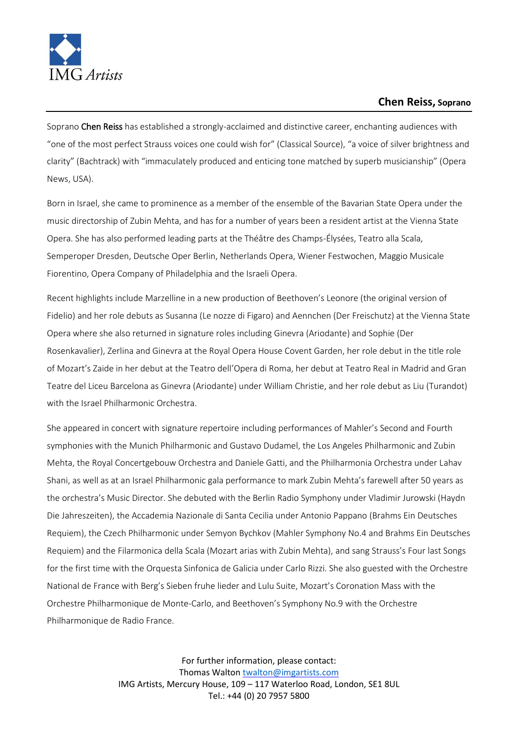IMG Artists

## Chen Reiss, Soprano

Soprano **Chen Reiss** has established a strongly-acclaimed and distinctive career, enchanting audiences with "one of the most perfect Strauss voices one could wish for" (Classical Source), "a voice of silver brightness and clarity" (Bachtrack) with "immaculately produced and enticing tone matched by superb musicianship" (Opera News, USA).

Born in Israel, she came to prominence as a member of the ensemble of the Bavarian State Opera under the music directorship of Zubin Mehta, and has for a number of years been a resident artist at the Vienna State Opera. She has also performed leading parts at the Théâtre des Champs-Élysées, Teatro alla Scala, Semperoper Dresden, Deutsche Oper Berlin, Netherlands Opera, Wiener Festwochen, Maggio Musicale Fiorentino, Opera Company of Philadelphia and the Israeli Opera.

Recent highlights include Marzelline in a new production of Beethoven's Leonore (the original version of Fidelio) and her role debuts as Susanna (Le nozze di Figaro) and Aennchen (Der Freischutz) at the Vienna State Opera where she also returned in signature roles including Ginevra (Ariodante) and Sophie (Der Rosenkavalier), Zerlina and Ginevra at the Royal Opera House Covent Garden, her role debut in the title role of Mozart's Zaide in her debut at the Teatro dell'Opera di Roma, her debut at Teatro Real in Madrid and Gran Teatre del Liceu Barcelona as Ginevra (Ariodante) under William Christie, and her role debut as Liu (Turandot) with the Israel Philharmonic Orchestra.

She appeared in concert with signature repertoire including performances of Mahler's Second and Fourth symphonies with the Munich Philharmonic and Gustavo Dudamel, the Los Angeles Philharmonic and Zubin Mehta, the Royal Concertgebouw Orchestra and Daniele Gatti, and the Philharmonia Orchestra under Lahav Shani, as well as at an Israel Philharmonic gala performance to mark Zubin Mehta's farewell after 50 years as the orchestra's Music Director. She debuted with the Berlin Radio Symphony under Vladimir Jurowski (Haydn Die Jahreszeiten), the Accademia Nazionale di Santa Cecilia under Antonio Pappano (Brahms Ein Deutsches Requiem), the Czech Philharmonic under Semyon Bychkov (Mahler Symphony No.4 and Brahms Ein Deutsches Requiem) and the Filarmonica della Scala (Mozart arias with Zubin Mehta), and sang Strauss's Four last Songs for the first time with the Orquesta Sinfonica de Galicia under Carlo Rizzi. She also guested with the Orchestre National de France with Berg's Sieben fruhe lieder and Lulu Suite, Mozart's Coronation Mass with the Orchestre Philharmonique de Monte-Carlo, and Beethoven's Symphony No.9 with the Orchestre Philharmonique de Radio France.

For further information, please contact:
Thomas Walton twalton@imgartists.com
IMG Artists, Mercury House, 109 – 117 Waterloo Road, London, SE1 8UL
Tel.: +44 (0) 20 7957 5800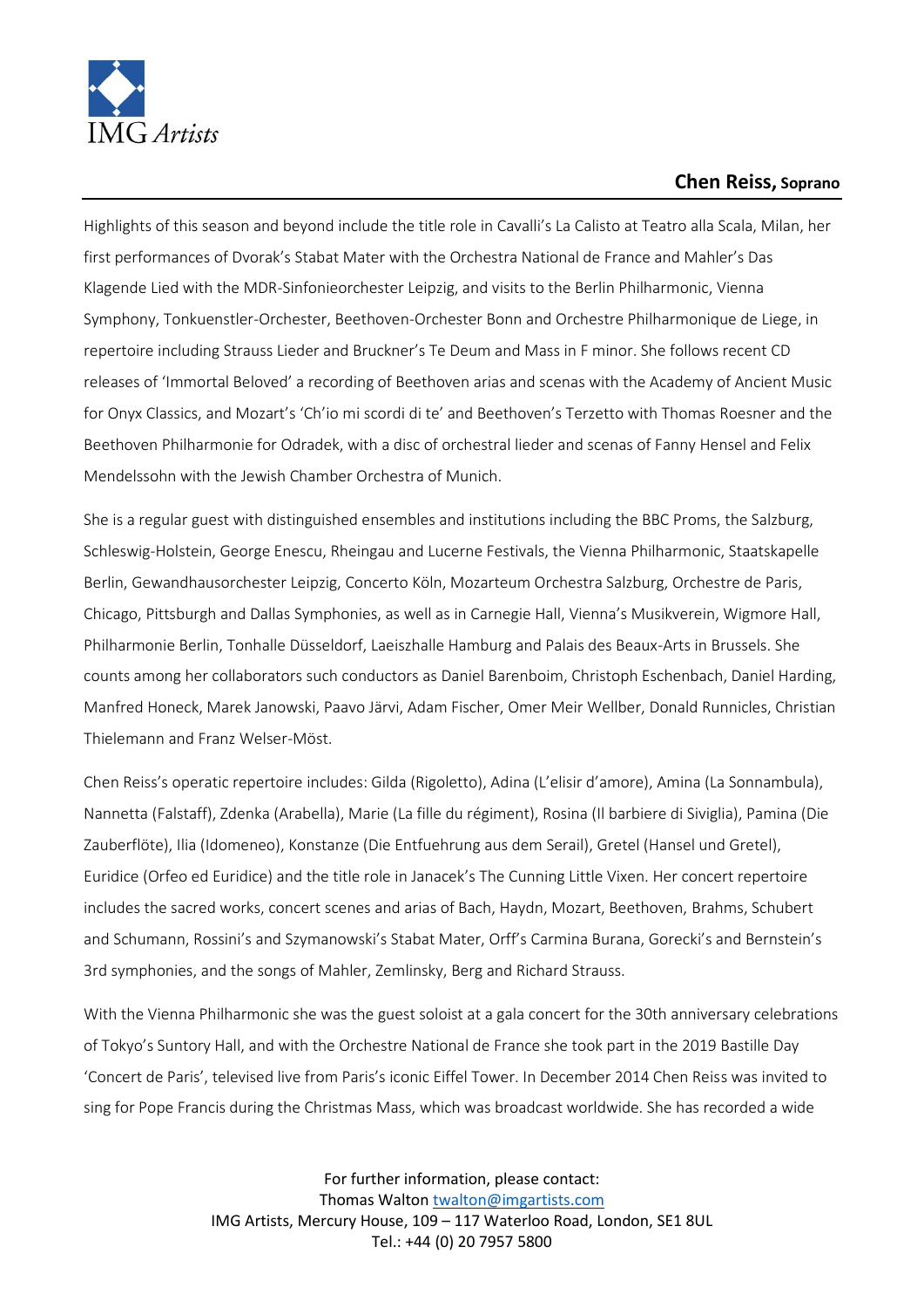## Chen Reiss, Soprano

Highlights of this season and beyond include the title role in Cavalli's La Calisto at Teatro alla Scala, Milan, her first performances of Dvorak's Stabat Mater with the Orchestra National de France and Mahler's Das Klagende Lied with the MDR-Sinfonieorchester Leipzig, and visits to the Berlin Philharmonic, Vienna Symphony, Tonkuenstler-Orchester, Beethoven-Orchester Bonn and Orchestre Philharmonique de Liege, in repertoire including Strauss Lieder and Bruckner's Te Deum and Mass in F minor. She follows recent CD releases of 'Immortal Beloved' a recording of Beethoven arias and scenas with the Academy of Ancient Music for Onyx Classics, and Mozart's 'Ch'io mi scordi di te' and Beethoven's Terzetto with Thomas Roesner and the Beethoven Philharmonie for Odradek, with a disc of orchestral lieder and scenas of Fanny Hensel and Felix Mendelssohn with the Jewish Chamber Orchestra of Munich.

She is a regular guest with distinguished ensembles and institutions including the BBC Proms, the Salzburg, Schleswig-Holstein, George Enescu, Rheingau and Lucerne Festivals, the Vienna Philharmonic, Staatskapelle Berlin, Gewandhausorchester Leipzig, Concerto Köln, Mozarteum Orchestra Salzburg, Orchestre de Paris, Chicago, Pittsburgh and Dallas Symphonies, as well as in Carnegie Hall, Vienna's Musikverein, Wigmore Hall, Philharmonie Berlin, Tonhalle Düsseldorf, Laeiszhalle Hamburg and Palais des Beaux-Arts in Brussels. She counts among her collaborators such conductors as Daniel Barenboim, Christoph Eschenbach, Daniel Harding, Manfred Honeck, Marek Janowski, Paavo Järvi, Adam Fischer, Omer Meir Wellber, Donald Runnicles, Christian Thielemann and Franz Welser-Möst.

Chen Reiss's operatic repertoire includes: Gilda (Rigoletto), Adina (L'elisir d'amore), Amina (La Sonnambula), Nannetta (Falstaff), Zdenka (Arabella), Marie (La fille du régiment), Rosina (Il barbiere di Siviglia), Pamina (Die Zauberflöte), Ilia (Idomeneo), Konstanze (Die Entfuehrung aus dem Serail), Gretel (Hansel und Gretel), Euridice (Orfeo ed Euridice) and the title role in Janacek's The Cunning Little Vixen. Her concert repertoire includes the sacred works, concert scenes and arias of Bach, Haydn, Mozart, Beethoven, Brahms, Schubert and Schumann, Rossini's and Szymanowski's Stabat Mater, Orff's Carmina Burana, Gorecki's and Bernstein's 3rd symphonies, and the songs of Mahler, Zemlinsky, Berg and Richard Strauss.

With the Vienna Philharmonic she was the guest soloist at a gala concert for the 30th anniversary celebrations of Tokyo's Suntory Hall, and with the Orchestre National de France she took part in the 2019 Bastille Day 'Concert de Paris', televised live from Paris's iconic Eiffel Tower. In December 2014 Chen Reiss was invited to sing for Pope Francis during the Christmas Mass, which was broadcast worldwide. She has recorded a wide

For further information, please contact:
Thomas Walton twalton@imgartists.com
IMG Artists, Mercury House, 109 – 117 Waterloo Road, London, SE1 8UL
Tel.: +44 (0) 20 7957 5800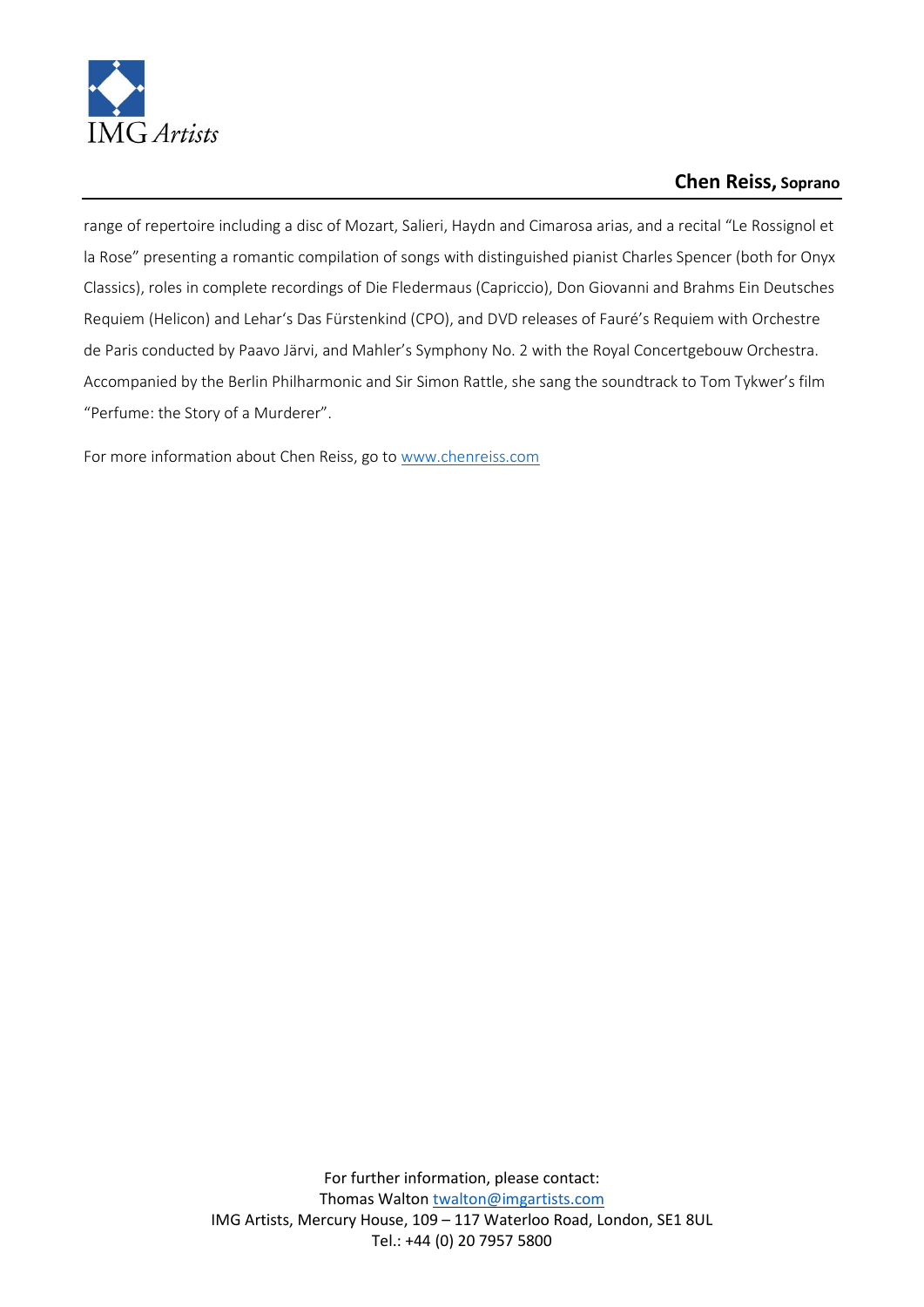range of repertoire including a disc of Mozart, Salieri, Haydn and Cimarosa arias, and a recital "Le Rossignol et la Rose" presenting a romantic compilation of songs with distinguished pianist Charles Spencer (both for Onyx Classics), roles in complete recordings of Die Fledermaus (Capriccio), Don Giovanni and Brahms Ein Deutsches Requiem (Helicon) and Lehar's Das Fürstenkind (CPO), and DVD releases of Fauré's Requiem with Orchestre de Paris conducted by Paavo Järvi, and Mahler's Symphony No. 2 with the Royal Concertgebouw Orchestra. Accompanied by the Berlin Philharmonic and Sir Simon Rattle, she sang the soundtrack to Tom Tykwer's film "Perfume: the Story of a Murderer".

For more information about Chen Reiss, go to [www.chenreiss.com](http://www.chenreiss.com)

For further information, please contact:
Thomas Walton [twalton@imgartists.com](mailto:twalton@imgartists.com)
IMG Artists, Mercury House, 109 – 117 Waterloo Road, London, SE1 8UL
Tel.: +44 (0) 20 7957 5800